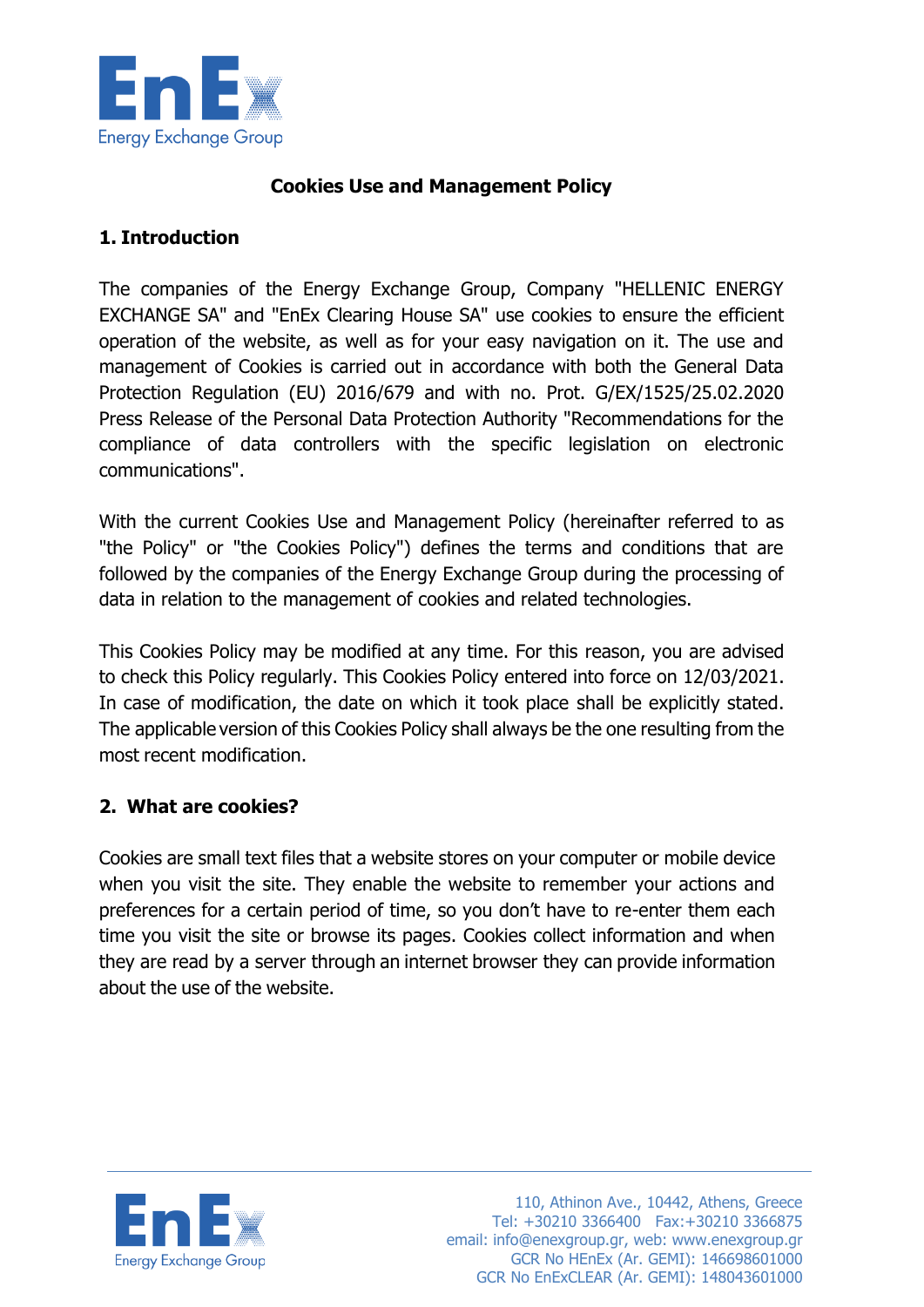# Cookies Use and Management Policy

## 1. Introduction

The companies of the Energy Exchange Group, Company "HELLENIC ENERGY EXCHANGE SA" and "EnEx Clearing House SA" use cookies to ensure the efficient operation of the website, as well as for your easy navigation on it. The use and management of Cookies is carried out in accordance with both the General Data Protection Regulation (EU) 2016/679 and with no. Prot. G/EX/1525/25.02.2020 Press Release of the Personal Data Protection Authority "Recommendations for the compliance of data controllers with the specific legislation on electronic communications".

With the current Cookies Use and Management Policy (hereinafter referred to as "the Policy" or "the Cookies Policy") defines the terms and conditions that are followed by the companies of the Energy Exchange Group during the processing of data in relation to the management of cookies and related technologies.

This Cookies Policy may be modified at any time. For this reason, you are advised to check this Policy regularly. This Cookies Policy entered into force on 12/03/2021. In case of modification, the date on which it took place shall be explicitly stated. The applicable version of this Cookies Policy shall always be the one resulting from the most recent modification.

## 2. What are cookies?

Cookies are small text files that a website stores on your computer or mobile device when you visit the site. They enable the website to remember your actions and preferences for a certain period of time, so you don't have to re-enter them each time you visit the site or browse its pages. Cookies collect information and when they are read by a server through an internet browser they can provide information about the use of the website.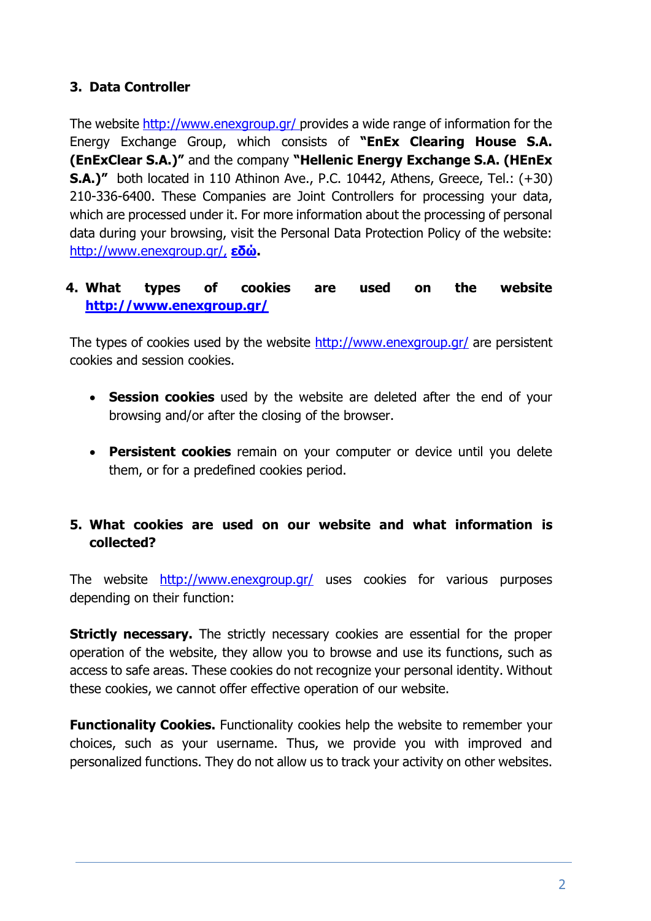## 3. Data Controller

The website http://www.enexgroup.gr/ provides a wide range of information for the Energy Exchange Group, which consists of **"EnEx Clearing House S.A. (EnExClear S.A.)"** and the company **"Hellenic Energy Exchange S.A. (HEnEx S.A.)"** both located in 110 Athinon Ave., P.C. 10442, Athens, Greece, Tel.: (+30) 210-336-6400. These Companies are Joint Controllers for processing your data, which are processed under it. For more information about the processing of personal data during your browsing, visit the Personal Data Protection Policy of the website: http://www.enexgroup.gr/, **εδώ**.

## 4. What types of cookies are used on the website http://www.enexgroup.gr/

The types of cookies used by the website http://www.enexgroup.gr/ are persistent cookies and session cookies.

- **Session cookies** used by the website are deleted after the end of your browsing and/or after the closing of the browser.
- **Persistent cookies** remain on your computer or device until you delete them, or for a predefined cookies period.

## 5. What cookies are used on our website and what information is collected?

The website http://www.enexgroup.gr/ uses cookies for various purposes depending on their function:

**Strictly necessary.** The strictly necessary cookies are essential for the proper operation of the website, they allow you to browse and use its functions, such as access to safe areas. These cookies do not recognize your personal identity. Without these cookies, we cannot offer effective operation of our website.

**Functionality Cookies.** Functionality cookies help the website to remember your choices, such as your username. Thus, we provide you with improved and personalized functions. They do not allow us to track your activity on other websites.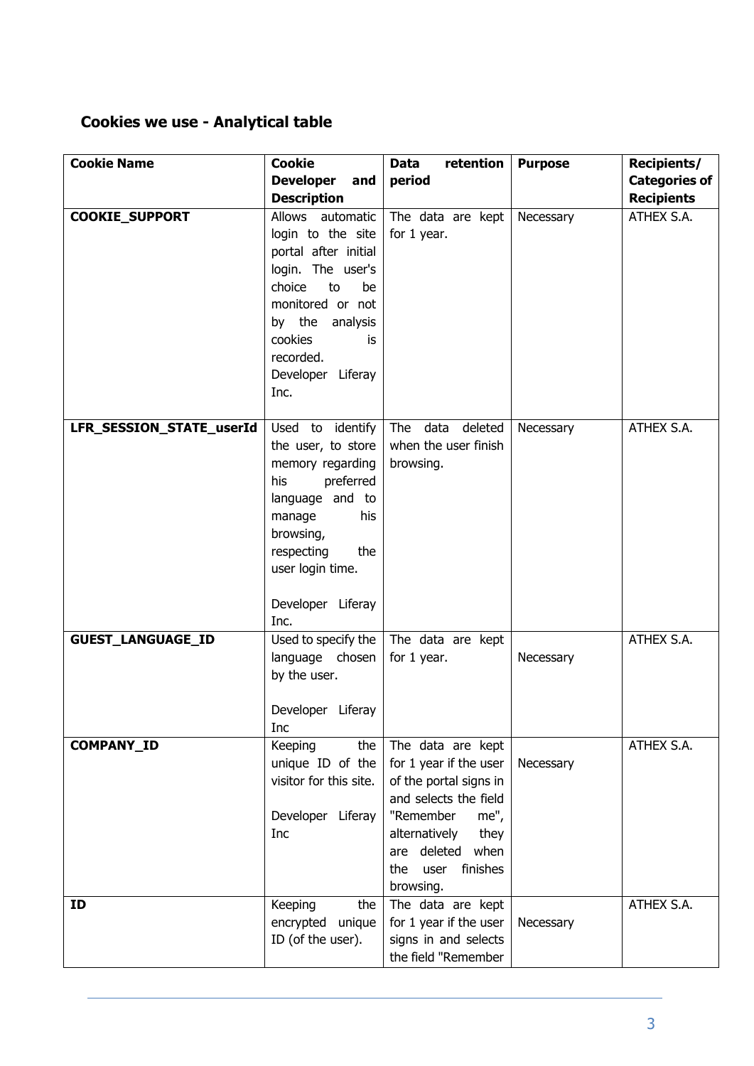## Cookies we use - Analytical table

| Cookie Name | Cookie Developer and Description | Data retention period | Purpose | Recipients/ Categories of Recipients |
|---|---|---|---|---|
| **COOKIE_SUPPORT** | Allows automatic login to the site portal after initial login. The user's choice to be monitored or not by the analysis cookies is recorded. Developer Liferay Inc. | The data are kept for 1 year. | Necessary | ATHEX S.A. |
| **LFR_SESSION_STATE_userId** | Used to identify the user, to store memory regarding his preferred language and to manage his browsing, respecting the user login time. Developer Liferay Inc. | The data deleted when the user finish browsing. | Necessary | ATHEX S.A. |
| **GUEST_LANGUAGE_ID** | Used to specify the language chosen by the user. Developer Liferay Inc | The data are kept for 1 year. | Necessary | ATHEX S.A. |
| **COMPANY_ID** | Keeping the unique ID of the visitor for this site. Developer Liferay Inc | The data are kept for 1 year if the user of the portal signs in and selects the field "Remember me", alternatively they are deleted when the user finishes browsing. | Necessary | ATHEX S.A. |
| **ID** | Keeping the encrypted unique ID (of the user). | The data are kept for 1 year if the user signs in and selects the field "Remember | Necessary | ATHEX S.A. |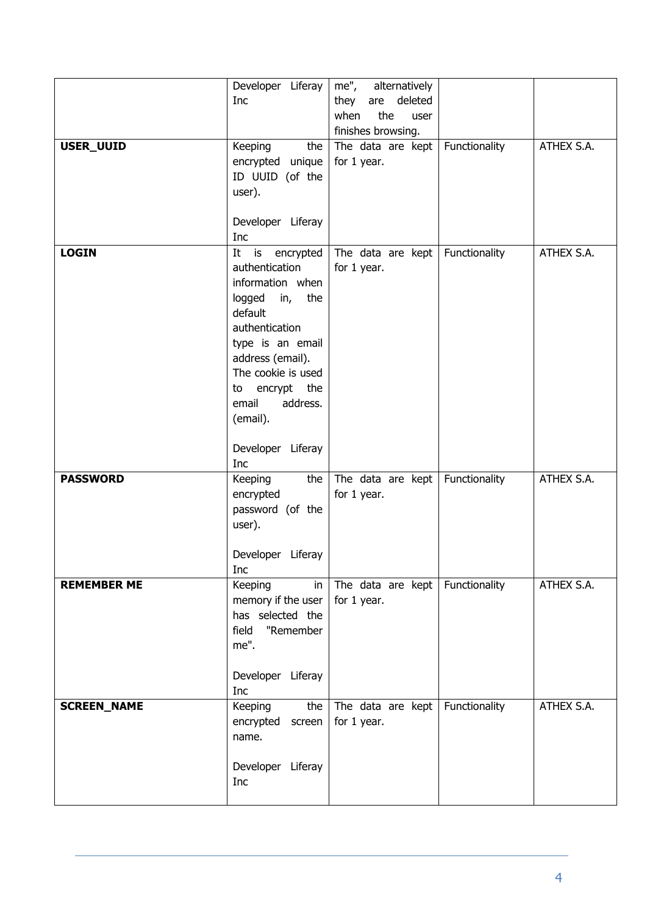| | | | | |
|---|---|---|---|---|
| | Developer Liferay Inc | me", alternatively they are deleted when the user finishes browsing. | | |
| **USER_UUID** | Keeping the encrypted unique ID UUID (of the user).<br><br>Developer Liferay Inc | The data are kept for 1 year. | Functionality | ATHEX S.A. |
| **LOGIN** | It is encrypted authentication information when logged in, the default authentication type is an email address (email). The cookie is used to encrypt the email address. (email).<br><br>Developer Liferay Inc | The data are kept for 1 year. | Functionality | ATHEX S.A. |
| **PASSWORD** | Keeping the encrypted password (of the user).<br><br>Developer Liferay Inc | The data are kept for 1 year. | Functionality | ATHEX S.A. |
| **REMEMBER ME** | Keeping in memory if the user has selected the field "Remember me".<br><br>Developer Liferay Inc | The data are kept for 1 year. | Functionality | ATHEX S.A. |
| **SCREEN_NAME** | Keeping the encrypted screen name.<br><br>Developer Liferay Inc | The data are kept for 1 year. | Functionality | ATHEX S.A. |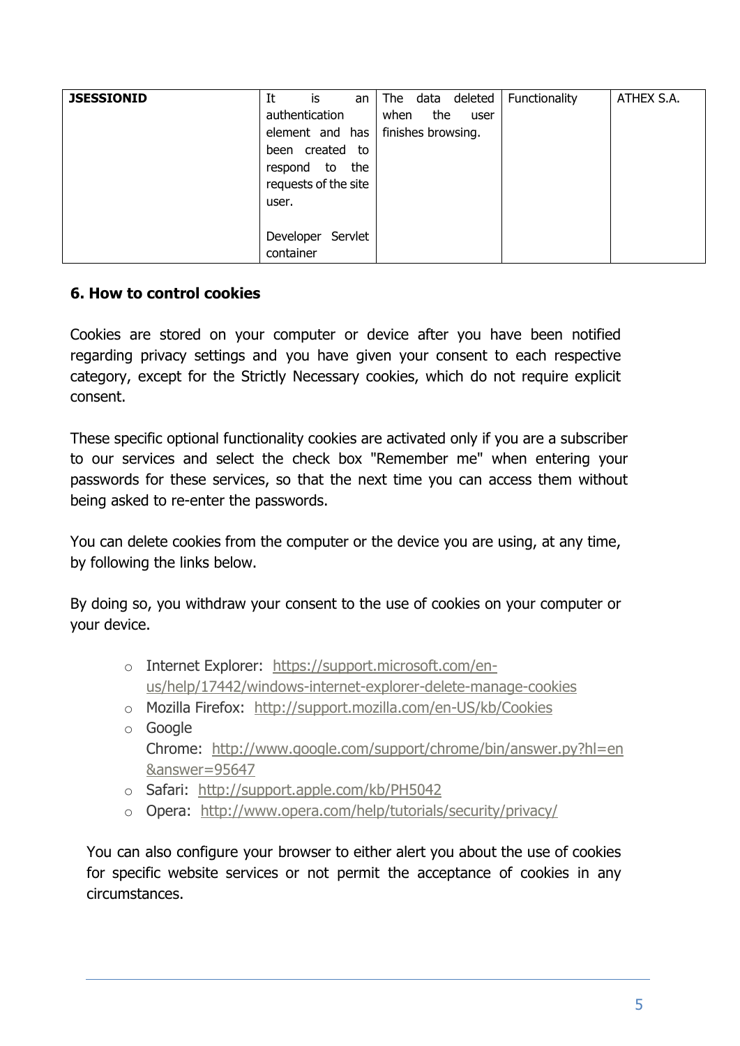| **JSESSIONID** | It is an authentication element and has been created to respond to the requests of the site user.<br><br>Developer Servlet container | The data deleted when the user finishes browsing. | Functionality | ATHEX S.A. |
|---|---|---|---|---|

**6. How to control cookies**

Cookies are stored on your computer or device after you have been notified regarding privacy settings and you have given your consent to each respective category, except for the Strictly Necessary cookies, which do not require explicit consent.

These specific optional functionality cookies are activated only if you are a subscriber to our services and select the check box "Remember me" when entering your passwords for these services, so that the next time you can access them without being asked to re-enter the passwords.

You can delete cookies from the computer or the device you are using, at any time, by following the links below.

By doing so, you withdraw your consent to the use of cookies on your computer or your device.

- Internet Explorer: https://support.microsoft.com/en-us/help/17442/windows-internet-explorer-delete-manage-cookies
- Mozilla Firefox: http://support.mozilla.com/en-US/kb/Cookies
- Google Chrome: http://www.google.com/support/chrome/bin/answer.py?hl=en&answer=95647
- Safari: http://support.apple.com/kb/PH5042
- Opera: http://www.opera.com/help/tutorials/security/privacy/

You can also configure your browser to either alert you about the use of cookies for specific website services or not permit the acceptance of cookies in any circumstances.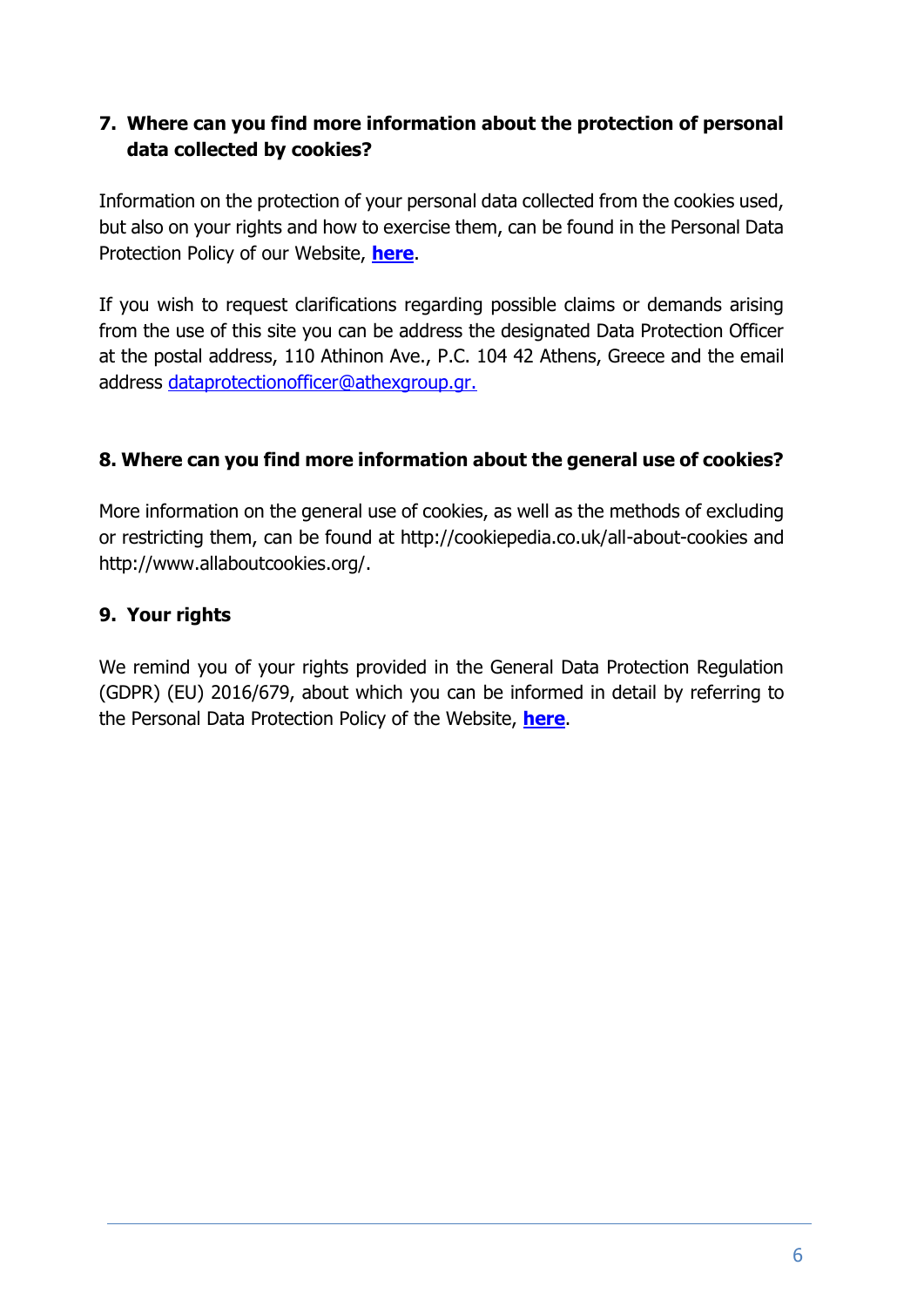## 7. Where can you find more information about the protection of personal data collected by cookies?

Information on the protection of your personal data collected from the cookies used, but also on your rights and how to exercise them, can be found in the Personal Data Protection Policy of our Website, **here**.

If you wish to request clarifications regarding possible claims or demands arising from the use of this site you can be address the designated Data Protection Officer at the postal address, 110 Athinon Ave., P.C. 104 42 Athens, Greece and the email address dataprotectionofficer@athexgroup.gr.

## 8. Where can you find more information about the general use of cookies?

More information on the general use of cookies, as well as the methods of excluding or restricting them, can be found at http://cookiepedia.co.uk/all-about-cookies and http://www.allaboutcookies.org/.

## 9. Your rights

We remind you of your rights provided in the General Data Protection Regulation (GDPR) (EU) 2016/679, about which you can be informed in detail by referring to the Personal Data Protection Policy of the Website, **here**.